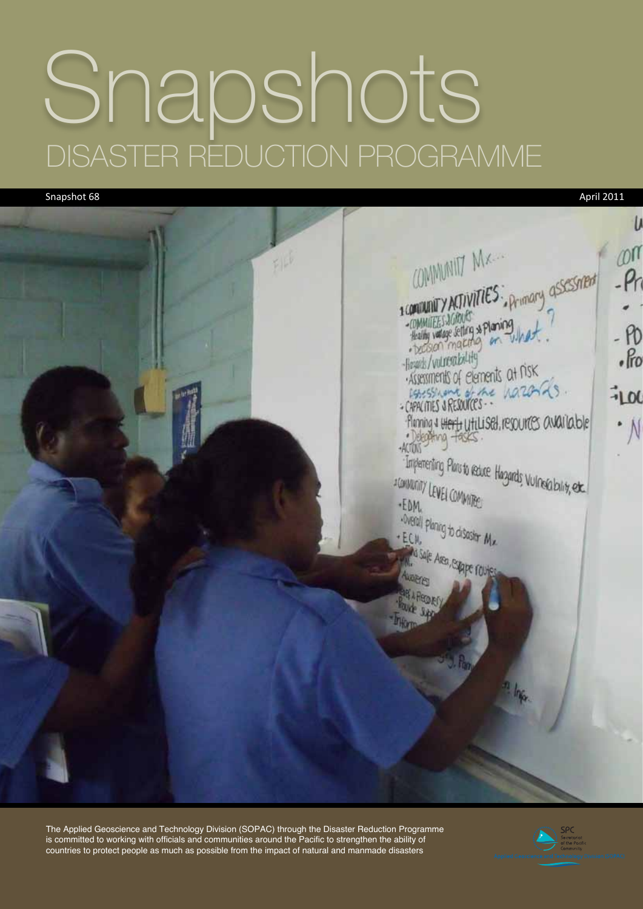# Snapshots

## DISASTER REDUCTION PROGRAMME

Snapshot 68

April 2011

The Applied Geoscience and Technology Division (SOPAC) through the Disaster Reduction Programme is committed to working with officials and communities around the Pacific to strengthen the ability of countries to protect people as much as possible from the impact of natural and manmade disasters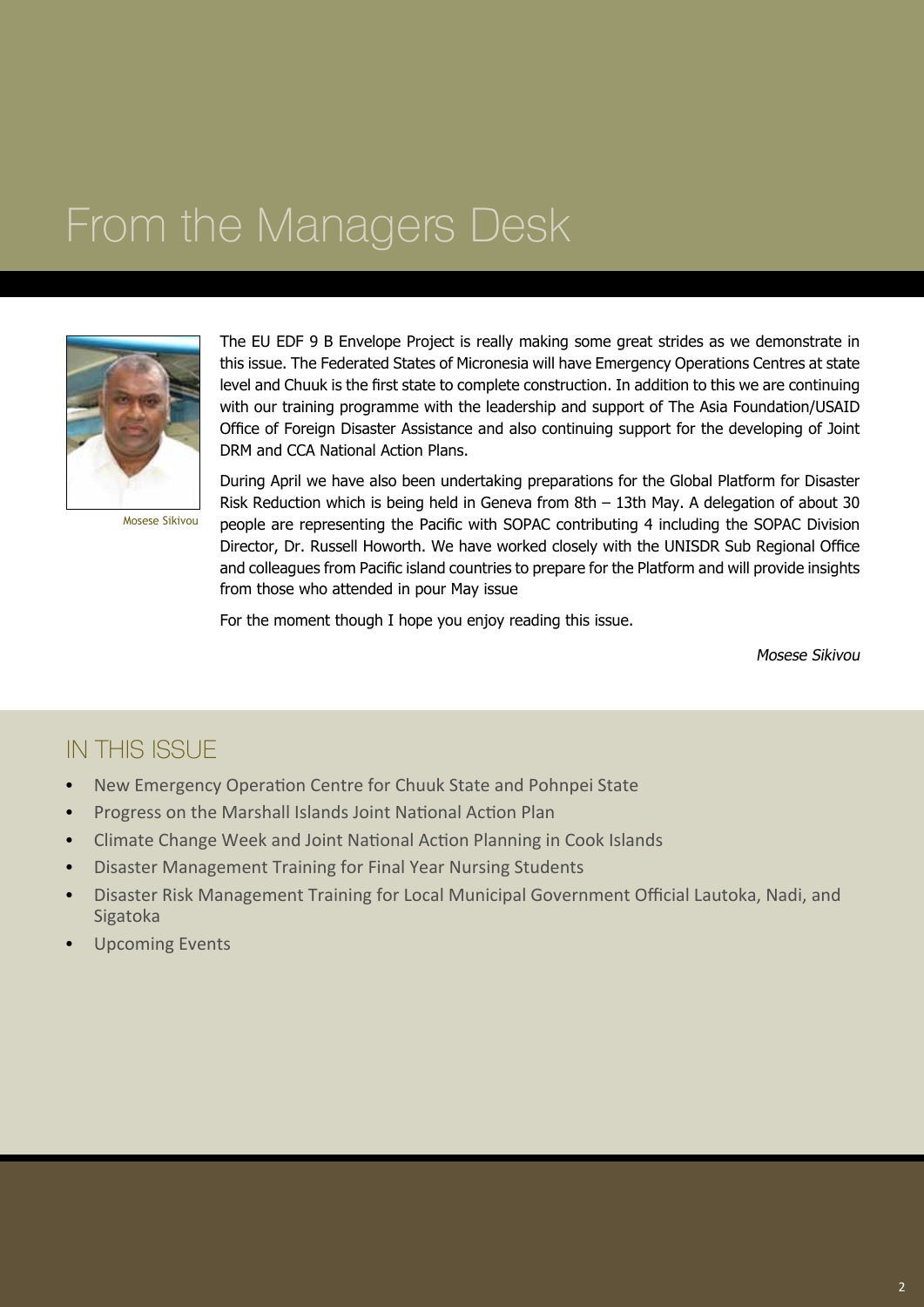# From the Managers Desk

Mosese Sikivou

The EU EDF 9 B Envelope Project is really making some great strides as we demonstrate in this issue. The Federated States of Micronesia will have Emergency Operations Centres at state level and Chuuk is the first state to complete construction. In addition to this we are continuing with our training programme with the leadership and support of The Asia Foundation/USAID Office of Foreign Disaster Assistance and also continuing support for the developing of Joint DRM and CCA National Action Plans.

During April we have also been undertaking preparations for the Global Platform for Disaster Risk Reduction which is being held in Geneva from 8th – 13th May. A delegation of about 30 people are representing the Pacific with SOPAC contributing 4 including the SOPAC Division Director, Dr. Russell Howorth. We have worked closely with the UNISDR Sub Regional Office and colleagues from Pacific island countries to prepare for the Platform and will provide insights from those who attended in pour May issue

For the moment though I hope you enjoy reading this issue.

*Mosese Sikivou*

## IN THIS ISSUE

- New Emergency Operation Centre for Chuuk State and Pohnpei State
- Progress on the Marshall Islands Joint National Action Plan
- Climate Change Week and Joint National Action Planning in Cook Islands
- Disaster Management Training for Final Year Nursing Students
- Disaster Risk Management Training for Local Municipal Government Official Lautoka, Nadi, and Sigatoka
- Upcoming Events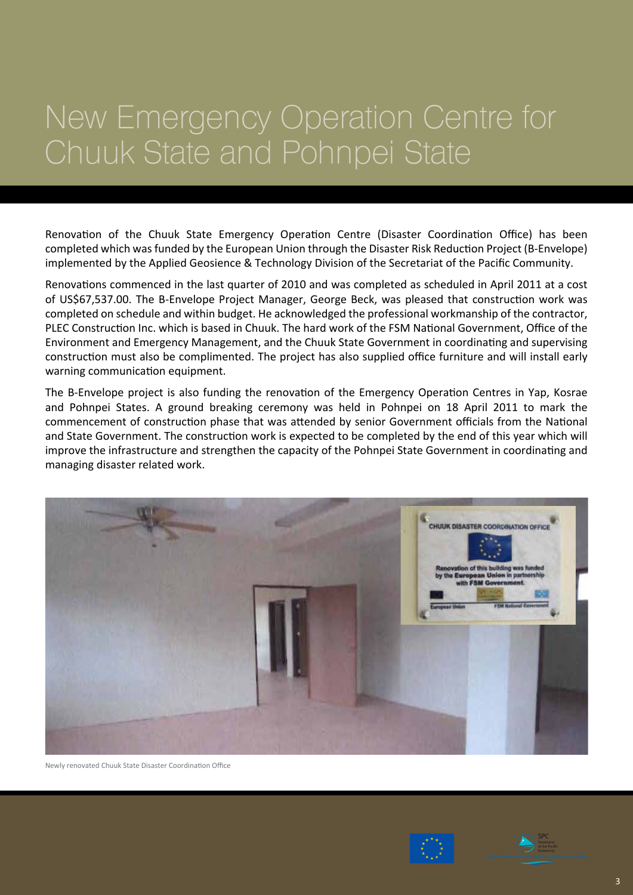# New Emergency Operation Centre for Chuuk State and Pohnpei State

Renovation of the Chuuk State Emergency Operation Centre (Disaster Coordination Office) has been completed which was funded by the European Union through the Disaster Risk Reduction Project (B-Envelope) implemented by the Applied Geosience & Technology Division of the Secretariat of the Pacific Community.

Renovations commenced in the last quarter of 2010 and was completed as scheduled in April 2011 at a cost of US$67,537.00. The B-Envelope Project Manager, George Beck, was pleased that construction work was completed on schedule and within budget. He acknowledged the professional workmanship of the contractor, PLEC Construction Inc. which is based in Chuuk. The hard work of the FSM National Government, Office of the Environment and Emergency Management, and the Chuuk State Government in coordinating and supervising construction must also be complimented. The project has also supplied office furniture and will install early warning communication equipment.

The B-Envelope project is also funding the renovation of the Emergency Operation Centres in Yap, Kosrae and Pohnpei States. A ground breaking ceremony was held in Pohnpei on 18 April 2011 to mark the commencement of construction phase that was attended by senior Government officials from the National and State Government. The construction work is expected to be completed by the end of this year which will improve the infrastructure and strengthen the capacity of the Pohnpei State Government in coordinating and managing disaster related work.

Newly renovated Chuuk State Disaster Coordination Office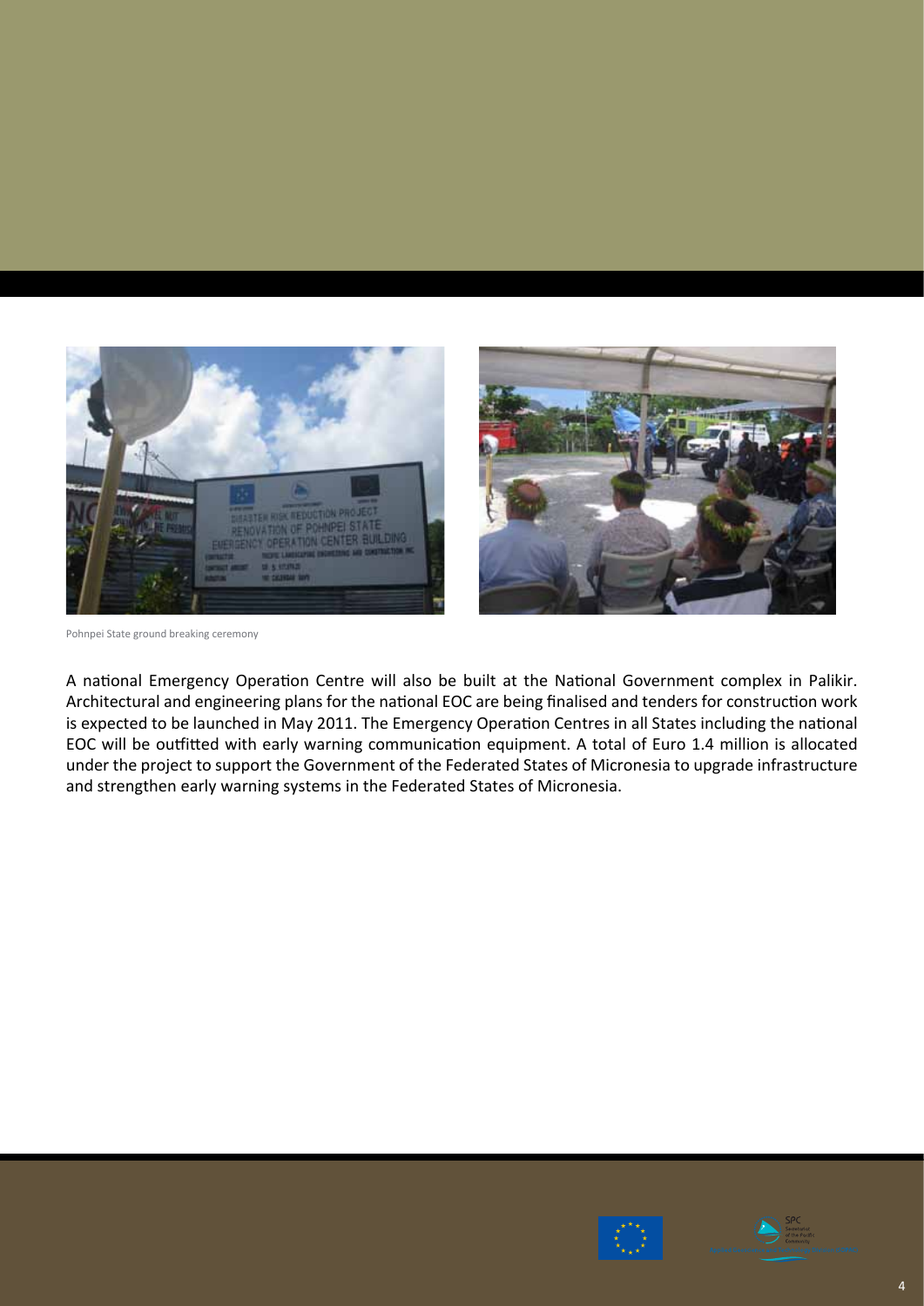Pohnpei State ground breaking ceremony

A national Emergency Operation Centre will also be built at the National Government complex in Palikir. Architectural and engineering plans for the national EOC are being finalised and tenders for construction work is expected to be launched in May 2011. The Emergency Operation Centres in all States including the national EOC will be outfitted with early warning communication equipment. A total of Euro 1.4 million is allocated under the project to support the Government of the Federated States of Micronesia to upgrade infrastructure and strengthen early warning systems in the Federated States of Micronesia.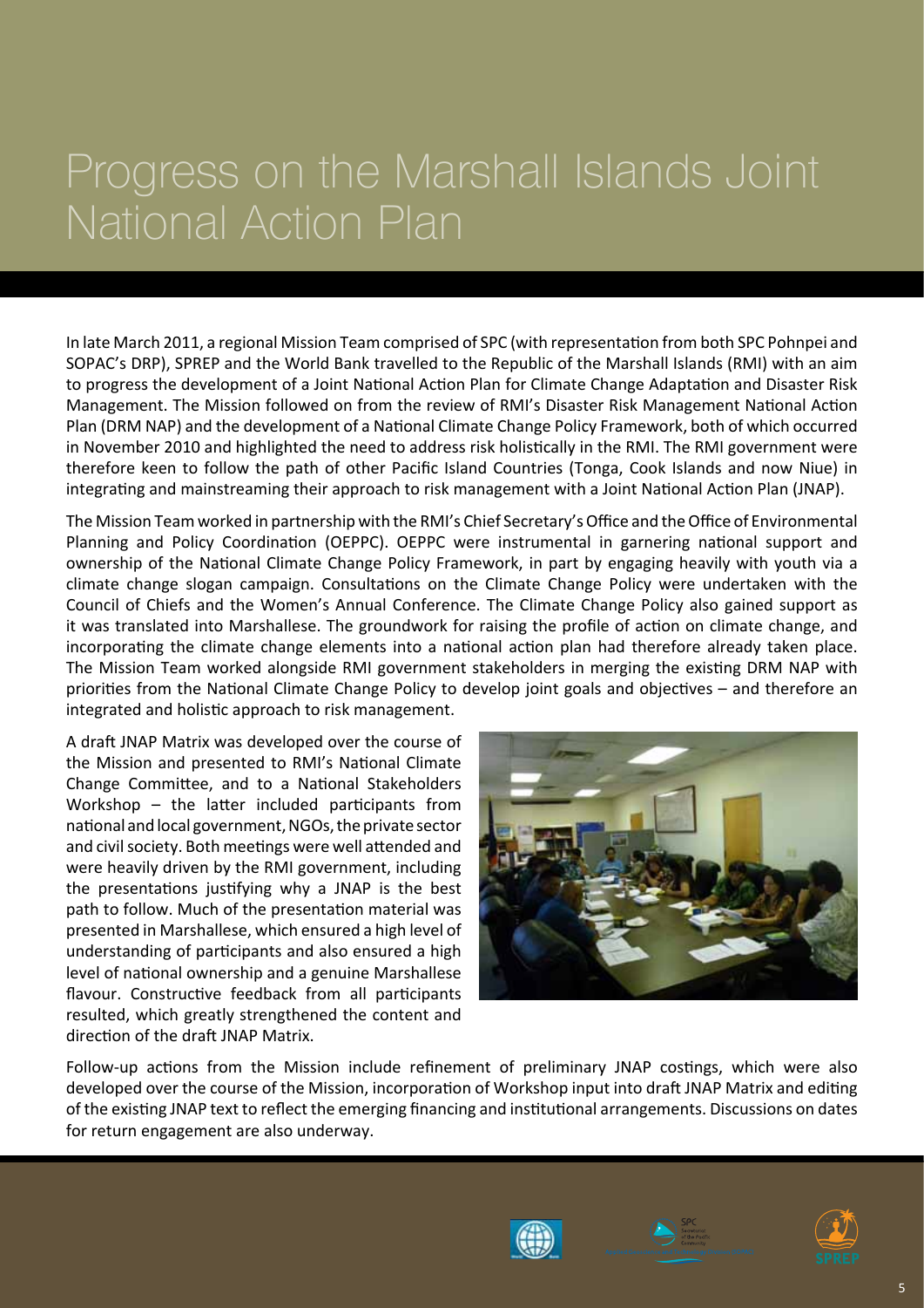# Progress on the Marshall Islands Joint National Action Plan

In late March 2011, a regional Mission Team comprised of SPC (with representation from both SPC Pohnpei and SOPAC's DRP), SPREP and the World Bank travelled to the Republic of the Marshall Islands (RMI) with an aim to progress the development of a Joint National Action Plan for Climate Change Adaptation and Disaster Risk Management. The Mission followed on from the review of RMI's Disaster Risk Management National Action Plan (DRM NAP) and the development of a National Climate Change Policy Framework, both of which occurred in November 2010 and highlighted the need to address risk holistically in the RMI. The RMI government were therefore keen to follow the path of other Pacific Island Countries (Tonga, Cook Islands and now Niue) in integrating and mainstreaming their approach to risk management with a Joint National Action Plan (JNAP).

The Mission Team worked in partnership with the RMI's Chief Secretary's Office and the Office of Environmental Planning and Policy Coordination (OEPPC). OEPPC were instrumental in garnering national support and ownership of the National Climate Change Policy Framework, in part by engaging heavily with youth via a climate change slogan campaign. Consultations on the Climate Change Policy were undertaken with the Council of Chiefs and the Women's Annual Conference. The Climate Change Policy also gained support as it was translated into Marshallese. The groundwork for raising the profile of action on climate change, and incorporating the climate change elements into a national action plan had therefore already taken place. The Mission Team worked alongside RMI government stakeholders in merging the existing DRM NAP with priorities from the National Climate Change Policy to develop joint goals and objectives – and therefore an integrated and holistic approach to risk management.

A draft JNAP Matrix was developed over the course of the Mission and presented to RMI's National Climate Change Committee, and to a National Stakeholders Workshop – the latter included participants from national and local government, NGOs, the private sector and civil society. Both meetings were well attended and were heavily driven by the RMI government, including the presentations justifying why a JNAP is the best path to follow. Much of the presentation material was presented in Marshallese, which ensured a high level of understanding of participants and also ensured a high level of national ownership and a genuine Marshallese flavour. Constructive feedback from all participants resulted, which greatly strengthened the content and direction of the draft JNAP Matrix.

Follow-up actions from the Mission include refinement of preliminary JNAP costings, which were also developed over the course of the Mission, incorporation of Workshop input into draft JNAP Matrix and editing of the existing JNAP text to reflect the emerging financing and institutional arrangements. Discussions on dates for return engagement are also underway.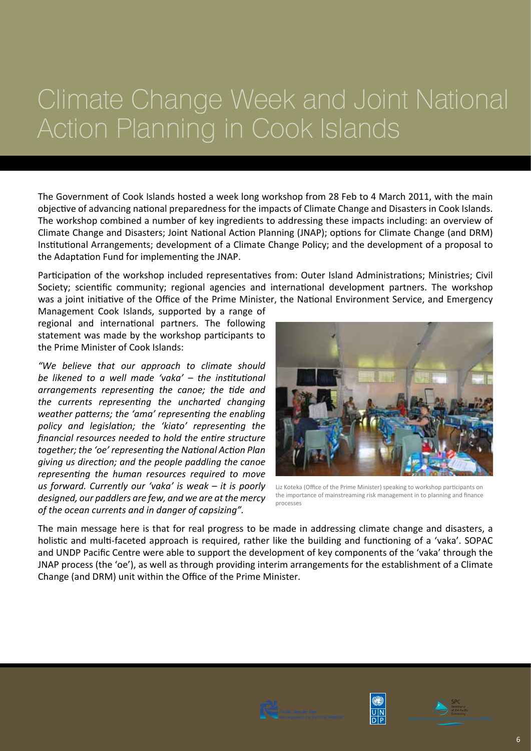# Climate Change Week and Joint National Action Planning in Cook Islands

The Government of Cook Islands hosted a week long workshop from 28 Feb to 4 March 2011, with the main objective of advancing national preparedness for the impacts of Climate Change and Disasters in Cook Islands. The workshop combined a number of key ingredients to addressing these impacts including: an overview of Climate Change and Disasters; Joint National Action Planning (JNAP); options for Climate Change (and DRM) Institutional Arrangements; development of a Climate Change Policy; and the development of a proposal to the Adaptation Fund for implementing the JNAP.

Participation of the workshop included representatives from: Outer Island Administrations; Ministries; Civil Society; scientific community; regional agencies and international development partners. The workshop was a joint initiative of the Office of the Prime Minister, the National Environment Service, and Emergency Management Cook Islands, supported by a range of regional and international partners. The following statement was made by the workshop participants to the Prime Minister of Cook Islands:

*"We believe that our approach to climate should be likened to a well made 'vaka' – the institutional arrangements representing the canoe; the tide and the currents representing the uncharted changing weather patterns; the 'ama' representing the enabling policy and legislation; the 'kiato' representing the financial resources needed to hold the entire structure together; the 'oe' representing the National Action Plan giving us direction; and the people paddling the canoe representing the human resources required to move us forward. Currently our 'vaka' is weak – it is poorly designed, our paddlers are few, and we are at the mercy of the ocean currents and in danger of capsizing".*

Liz Koteka (Office of the Prime Minister) speaking to workshop participants on the importance of mainstreaming risk management in to planning and finance processes

The main message here is that for real progress to be made in addressing climate change and disasters, a holistic and multi-faceted approach is required, rather like the building and functioning of a 'vaka'. SOPAC and UNDP Pacific Centre were able to support the development of key components of the 'vaka' through the JNAP process (the 'oe'), as well as through providing interim arrangements for the establishment of a Climate Change (and DRM) unit within the Office of the Prime Minister.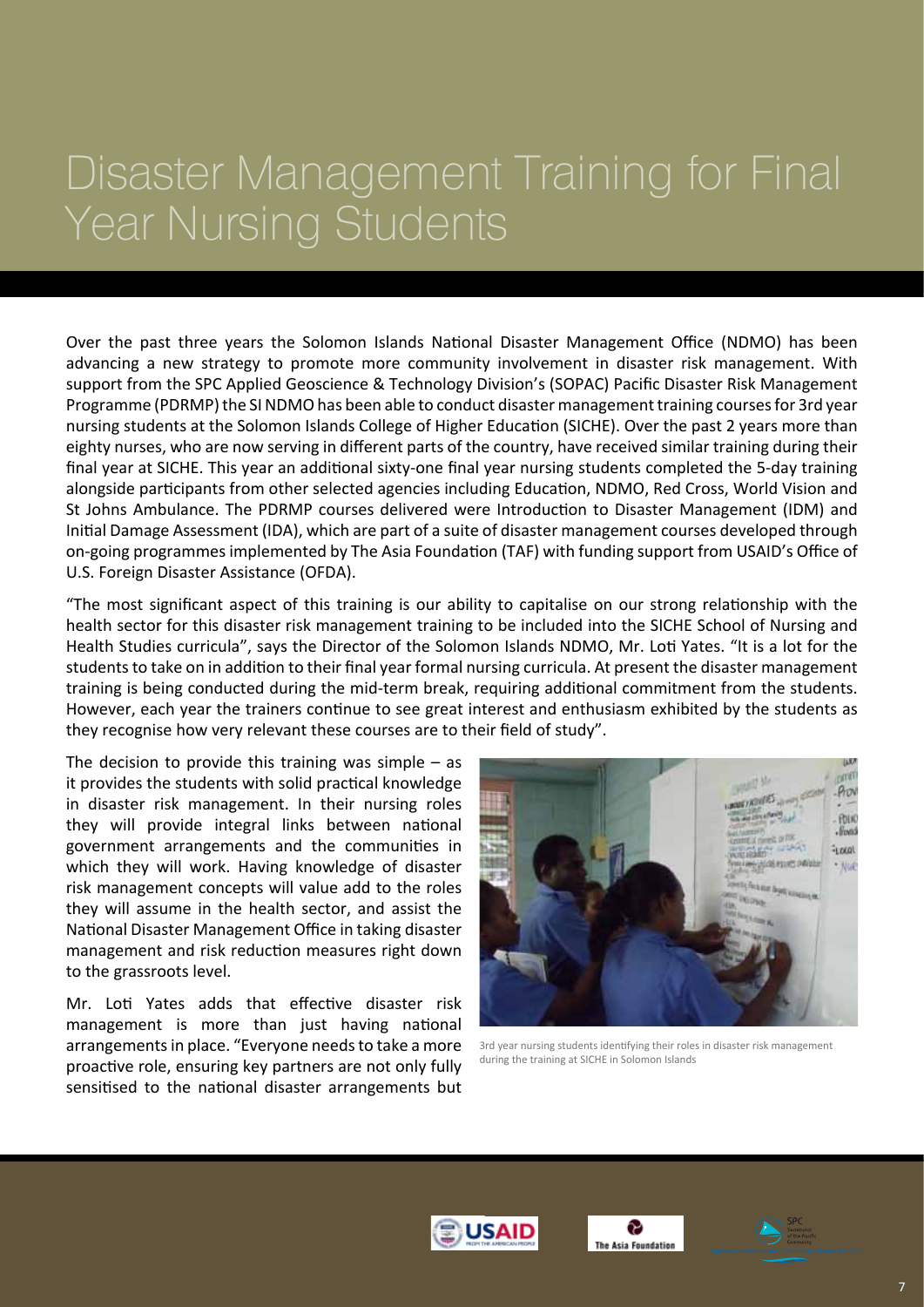# Disaster Management Training for Final Year Nursing Students

Over the past three years the Solomon Islands National Disaster Management Office (NDMO) has been advancing a new strategy to promote more community involvement in disaster risk management. With support from the SPC Applied Geoscience & Technology Division's (SOPAC) Pacific Disaster Risk Management Programme (PDRMP) the SI NDMO has been able to conduct disaster management training courses for 3rd year nursing students at the Solomon Islands College of Higher Education (SICHE). Over the past 2 years more than eighty nurses, who are now serving in different parts of the country, have received similar training during their final year at SICHE. This year an additional sixty-one final year nursing students completed the 5-day training alongside participants from other selected agencies including Education, NDMO, Red Cross, World Vision and St Johns Ambulance. The PDRMP courses delivered were Introduction to Disaster Management (IDM) and Initial Damage Assessment (IDA), which are part of a suite of disaster management courses developed through on-going programmes implemented by The Asia Foundation (TAF) with funding support from USAID's Office of U.S. Foreign Disaster Assistance (OFDA).

"The most significant aspect of this training is our ability to capitalise on our strong relationship with the health sector for this disaster risk management training to be included into the SICHE School of Nursing and Health Studies curricula", says the Director of the Solomon Islands NDMO, Mr. Loti Yates. "It is a lot for the students to take on in addition to their final year formal nursing curricula. At present the disaster management training is being conducted during the mid-term break, requiring additional commitment from the students. However, each year the trainers continue to see great interest and enthusiasm exhibited by the students as they recognise how very relevant these courses are to their field of study".

The decision to provide this training was simple – as it provides the students with solid practical knowledge in disaster risk management. In their nursing roles they will provide integral links between national government arrangements and the communities in which they will work. Having knowledge of disaster risk management concepts will value add to the roles they will assume in the health sector, and assist the National Disaster Management Office in taking disaster management and risk reduction measures right down to the grassroots level.

3rd year nursing students identifying their roles in disaster risk management during the training at SICHE in Solomon Islands

Mr. Loti Yates adds that effective disaster risk management is more than just having national arrangements in place. "Everyone needs to take a more proactive role, ensuring key partners are not only fully sensitised to the national disaster arrangements but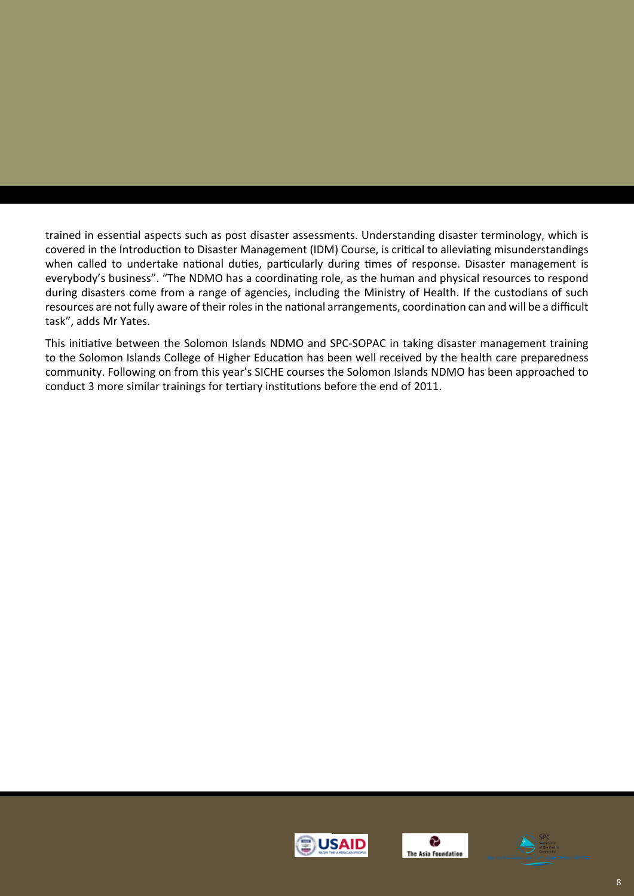trained in essential aspects such as post disaster assessments. Understanding disaster terminology, which is covered in the Introduction to Disaster Management (IDM) Course, is critical to alleviating misunderstandings when called to undertake national duties, particularly during times of response. Disaster management is everybody's business". "The NDMO has a coordinating role, as the human and physical resources to respond during disasters come from a range of agencies, including the Ministry of Health. If the custodians of such resources are not fully aware of their roles in the national arrangements, coordination can and will be a difficult task", adds Mr Yates.

This initiative between the Solomon Islands NDMO and SPC-SOPAC in taking disaster management training to the Solomon Islands College of Higher Education has been well received by the health care preparedness community. Following on from this year's SICHE courses the Solomon Islands NDMO has been approached to conduct 3 more similar trainings for tertiary institutions before the end of 2011.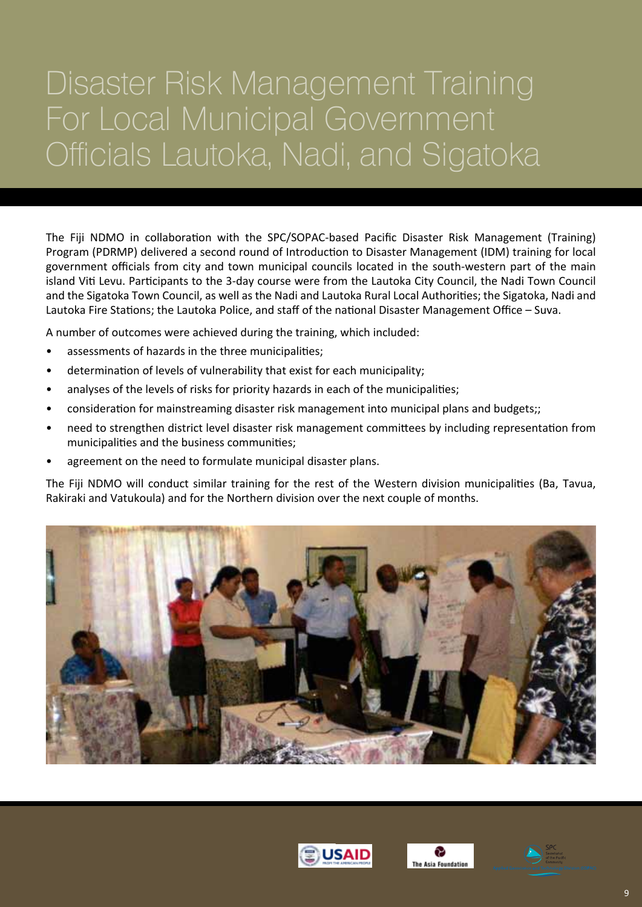# Disaster Risk Management Training For Local Municipal Government Officials Lautoka, Nadi, and Sigatoka

The Fiji NDMO in collaboration with the SPC/SOPAC-based Pacific Disaster Risk Management (Training) Program (PDRMP) delivered a second round of Introduction to Disaster Management (IDM) training for local government officials from city and town municipal councils located in the south-western part of the main island Viti Levu. Participants to the 3-day course were from the Lautoka City Council, the Nadi Town Council and the Sigatoka Town Council, as well as the Nadi and Lautoka Rural Local Authorities; the Sigatoka, Nadi and Lautoka Fire Stations; the Lautoka Police, and staff of the national Disaster Management Office – Suva.

A number of outcomes were achieved during the training, which included:

- assessments of hazards in the three municipalities;
- determination of levels of vulnerability that exist for each municipality;
- analyses of the levels of risks for priority hazards in each of the municipalities;
- consideration for mainstreaming disaster risk management into municipal plans and budgets;;
- need to strengthen district level disaster risk management committees by including representation from municipalities and the business communities;
- agreement on the need to formulate municipal disaster plans.

The Fiji NDMO will conduct similar training for the rest of the Western division municipalities (Ba, Tavua, Rakiraki and Vatukoula) and for the Northern division over the next couple of months.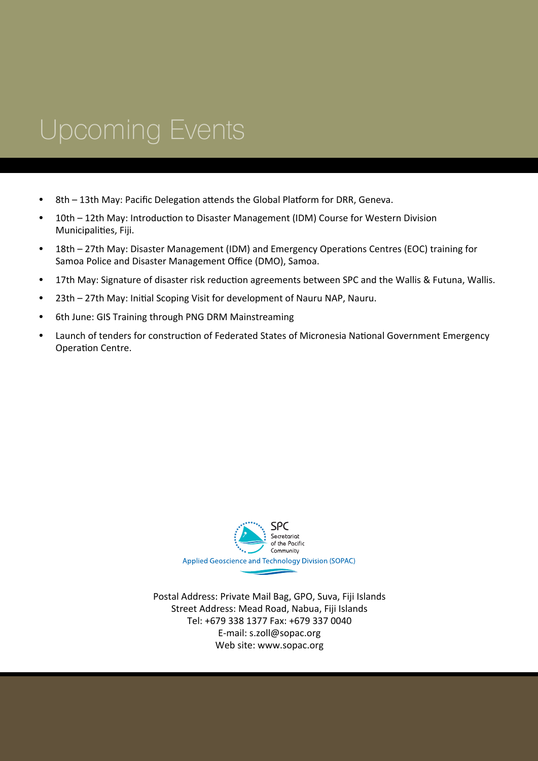# Upcoming Events

- 8th – 13th May: Pacific Delegation attends the Global Platform for DRR, Geneva.
- 10th – 12th May: Introduction to Disaster Management (IDM) Course for Western Division Municipalities, Fiji.
- 18th – 27th May: Disaster Management (IDM) and Emergency Operations Centres (EOC) training for Samoa Police and Disaster Management Office (DMO), Samoa.
- 17th May: Signature of disaster risk reduction agreements between SPC and the Wallis & Futuna, Wallis.
- 23th – 27th May: Initial Scoping Visit for development of Nauru NAP, Nauru.
- 6th June: GIS Training through PNG DRM Mainstreaming
- Launch of tenders for construction of Federated States of Micronesia National Government Emergency Operation Centre.

SPC
Secretariat of the Pacific Community
Applied Geoscience and Technology Division (SOPAC)

Postal Address: Private Mail Bag, GPO, Suva, Fiji Islands
Street Address: Mead Road, Nabua, Fiji Islands
Tel: +679 338 1377 Fax: +679 337 0040
E-mail: s.zoll@sopac.org
Web site: www.sopac.org